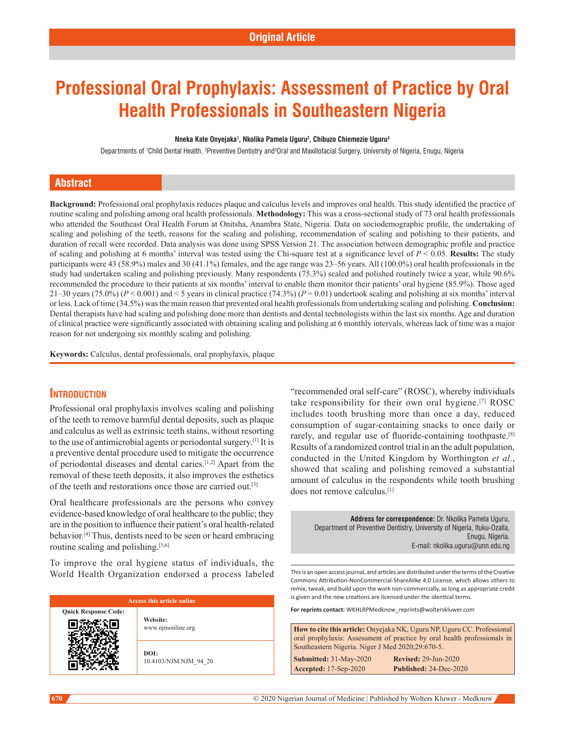Original Article

# Professional Oral Prophylaxis: Assessment of Practice by Oral Health Professionals in Southeastern Nigeria

**Nneka Kate Onyejaka[1], Nkolika Pamela Uguru[2], Chibuzo Chiemezie Uguru[3]**

Departments of [1]Child Dental Health, [2]Preventive Dentistry and[3]Oral and Maxillofacial Surgery, University of Nigeria, Enugu, Nigeria

## Abstract

**Background:** Professional oral prophylaxis reduces plaque and calculus levels and improves oral health. This study identified the practice of routine scaling and polishing among oral health professionals. **Methodology:** This was a cross-sectional study of 73 oral health professionals who attended the Southeast Oral Health Forum at Onitsha, Anambra State, Nigeria. Data on sociodemographic profile, the undertaking of scaling and polishing of the teeth, reasons for the scaling and polishing, recommendation of scaling and polishing to their patients, and duration of recall were recorded. Data analysis was done using SPSS Version 21. The association between demographic profile and practice of scaling and polishing at 6 months' interval was tested using the Chi-square test at a significance level of $P < 0.05$. **Results:** The study participants were 43 (58.9%) males and 30 (41.1%) females, and the age range was 23–56 years. All (100.0%) oral health professionals in the study had undertaken scaling and polishing previously. Many respondents (75.3%) scaled and polished routinely twice a year, while 90.6% recommended the procedure to their patients at six months' interval to enable them monitor their patients' oral hygiene (85.9%). Those aged 21–30 years (75.0%) ($P < 0.001$) and < 5 years in clinical practice (74.3%) ($P = 0.01$) undertook scaling and polishing at six months' interval or less. Lack of time (34.5%) was the main reason that prevented oral health professionals from undertaking scaling and polishing. **Conclusion:** Dental therapists have had scaling and polishing done more than dentists and dental technologists within the last six months. Age and duration of clinical practice were significantly associated with obtaining scaling and polishing at 6 monthly intervals, whereas lack of time was a major reason for not undergoing six monthly scaling and polishing.

**Keywords:** Calculus, dental professionals, oral prophylaxis, plaque

## Introduction

Professional oral prophylaxis involves scaling and polishing of the teeth to remove harmful dental deposits, such as plaque and calculus as well as extrinsic teeth stains, without resorting to the use of antimicrobial agents or periodontal surgery.[1] It is a preventive dental procedure used to mitigate the occurrence of periodontal diseases and dental caries.[1,2] Apart from the removal of these teeth deposits, it also improves the esthetics of the teeth and restorations once those are carried out.[3]

Oral healthcare professionals are the persons who convey evidence-based knowledge of oral healthcare to the public; they are in the position to influence their patient's oral health-related behavior.[4] Thus, dentists need to be seen or heard embracing routine scaling and polishing.[5,6]

To improve the oral hygiene status of individuals, the World Health Organization endorsed a process labeled "recommended oral self-care" (ROSC), whereby individuals take responsibility for their own oral hygiene.[7] ROSC includes tooth brushing more than once a day, reduced consumption of sugar-containing snacks to once daily or rarely, and regular use of fluoride-containing toothpaste.[8] Results of a randomized control trial in an the adult population, conducted in the United Kingdom by Worthington *et al*., showed that scaling and polishing removed a substantial amount of calculus in the respondents while tooth brushing does not remove calculus.[1]

**Address for correspondence:** Dr. Nkolika Pamela Uguru, Department of Preventive Dentistry, University of Nigeria, Ituku-Ozalla, Enugu, Nigeria. E-mail: nkolika.uguru@unn.edu.ng

| Access this article online | |
|---|---|
| Quick Response Code: | **Website:** www.njmonline.org |
| | **DOI:** 10.4103/NJM.NJM_94_20 |

This is an open access journal, and articles are distributed under the terms of the Creative Commons Attribution-NonCommercial-ShareAlike 4.0 License, which allows others to remix, tweak, and build upon the work non-commercially, as long as appropriate credit is given and the new creations are licensed under the identical terms.

**For reprints contact:** WKHLRPMedknow_reprints@wolterskluwer.com

**How to cite this article:** Onyejaka NK, Uguru NP, Uguru CC. Professional oral prophylaxis: Assessment of practice by oral health professionals in Southeastern Nigeria. Niger J Med 2020;29:670-5.

**Submitted:** 31-May-2020 **Revised:** 29-Jun-2020
**Accepted:** 17-Sep-2020 **Published:** 24-Dec-2020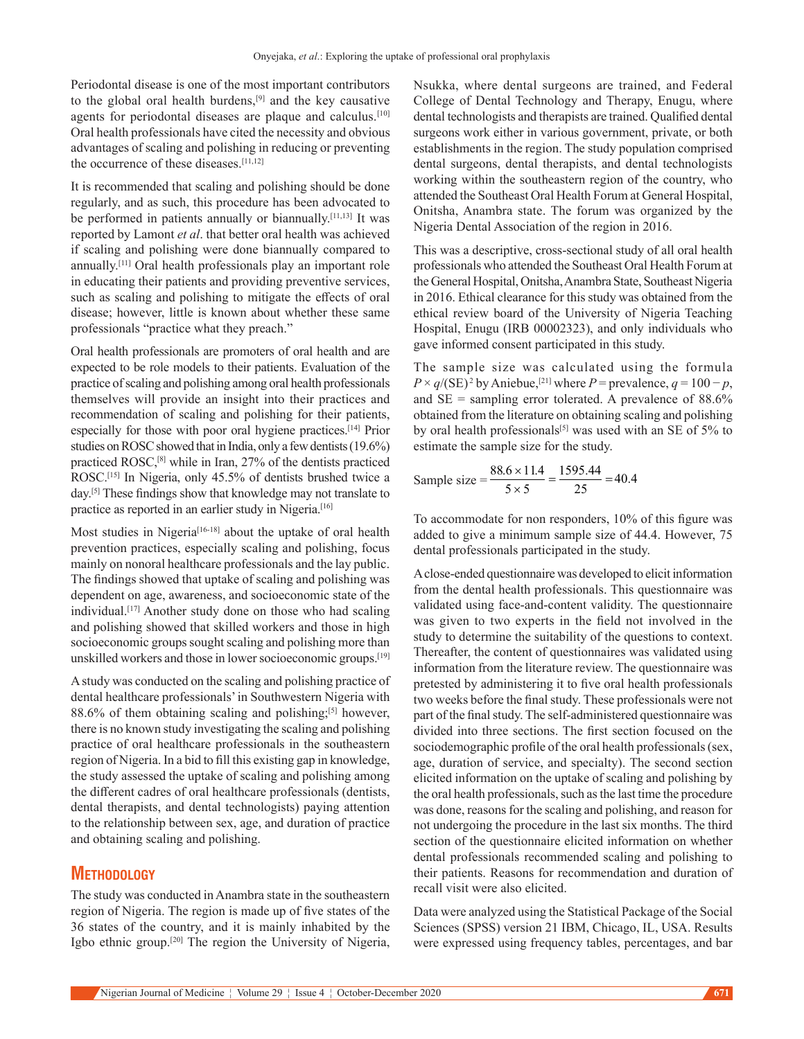Periodontal disease is one of the most important contributors to the global oral health burdens,[9] and the key causative agents for periodontal diseases are plaque and calculus.[10] Oral health professionals have cited the necessity and obvious advantages of scaling and polishing in reducing or preventing the occurrence of these diseases.[11,12]

It is recommended that scaling and polishing should be done regularly, and as such, this procedure has been advocated to be performed in patients annually or biannually.[11,13] It was reported by Lamont *et al*. that better oral health was achieved if scaling and polishing were done biannually compared to annually.[11] Oral health professionals play an important role in educating their patients and providing preventive services, such as scaling and polishing to mitigate the effects of oral disease; however, little is known about whether these same professionals "practice what they preach."

Oral health professionals are promoters of oral health and are expected to be role models to their patients. Evaluation of the practice of scaling and polishing among oral health professionals themselves will provide an insight into their practices and recommendation of scaling and polishing for their patients, especially for those with poor oral hygiene practices.[14] Prior studies on ROSC showed that in India, only a few dentists (19.6%) practiced ROSC,[8] while in Iran, 27% of the dentists practiced ROSC.[15] In Nigeria, only 45.5% of dentists brushed twice a day.[5] These findings show that knowledge may not translate to practice as reported in an earlier study in Nigeria.[16]

Most studies in Nigeria[16-18] about the uptake of oral health prevention practices, especially scaling and polishing, focus mainly on nonoral healthcare professionals and the lay public. The findings showed that uptake of scaling and polishing was dependent on age, awareness, and socioeconomic state of the individual.[17] Another study done on those who had scaling and polishing showed that skilled workers and those in high socioeconomic groups sought scaling and polishing more than unskilled workers and those in lower socioeconomic groups.[19]

A study was conducted on the scaling and polishing practice of dental healthcare professionals' in Southwestern Nigeria with 88.6% of them obtaining scaling and polishing;[5] however, there is no known study investigating the scaling and polishing practice of oral healthcare professionals in the southeastern region of Nigeria. In a bid to fill this existing gap in knowledge, the study assessed the uptake of scaling and polishing among the different cadres of oral healthcare professionals (dentists, dental therapists, and dental technologists) paying attention to the relationship between sex, age, and duration of practice and obtaining scaling and polishing.

## Methodology

The study was conducted in Anambra state in the southeastern region of Nigeria. The region is made up of five states of the 36 states of the country, and it is mainly inhabited by the Igbo ethnic group.[20] The region the University of Nigeria, Nsukka, where dental surgeons are trained, and Federal College of Dental Technology and Therapy, Enugu, where dental technologists and therapists are trained. Qualified dental surgeons work either in various government, private, or both establishments in the region. The study population comprised dental surgeons, dental therapists, and dental technologists working within the southeastern region of the country, who attended the Southeast Oral Health Forum at General Hospital, Onitsha, Anambra state. The forum was organized by the Nigeria Dental Association of the region in 2016.

This was a descriptive, cross-sectional study of all oral health professionals who attended the Southeast Oral Health Forum at the General Hospital, Onitsha, Anambra State, Southeast Nigeria in 2016. Ethical clearance for this study was obtained from the ethical review board of the University of Nigeria Teaching Hospital, Enugu (IRB 00002323), and only individuals who gave informed consent participated in this study.

The sample size was calculated using the formula $P \times q/(\text{SE})^2$ by Aniebue,[21] where $P$ = prevalence, $q = 100 - p$, and SE = sampling error tolerated. A prevalence of 88.6% obtained from the literature on obtaining scaling and polishing by oral health professionals[5] was used with an SE of 5% to estimate the sample size for the study.

$$\text{Sample size} = \frac{88.6 \times 11.4}{5 \times 5} = \frac{1595.44}{25} = 40.4$$

To accommodate for non responders, 10% of this figure was added to give a minimum sample size of 44.4. However, 75 dental professionals participated in the study.

A close-ended questionnaire was developed to elicit information from the dental health professionals. This questionnaire was validated using face-and-content validity. The questionnaire was given to two experts in the field not involved in the study to determine the suitability of the questions to context. Thereafter, the content of questionnaires was validated using information from the literature review. The questionnaire was pretested by administering it to five oral health professionals two weeks before the final study. These professionals were not part of the final study. The self-administered questionnaire was divided into three sections. The first section focused on the sociodemographic profile of the oral health professionals (sex, age, duration of service, and specialty). The second section elicited information on the uptake of scaling and polishing by the oral health professionals, such as the last time the procedure was done, reasons for the scaling and polishing, and reason for not undergoing the procedure in the last six months. The third section of the questionnaire elicited information on whether dental professionals recommended scaling and polishing to their patients. Reasons for recommendation and duration of recall visit were also elicited.

Data were analyzed using the Statistical Package of the Social Sciences (SPSS) version 21 IBM, Chicago, IL, USA. Results were expressed using frequency tables, percentages, and bar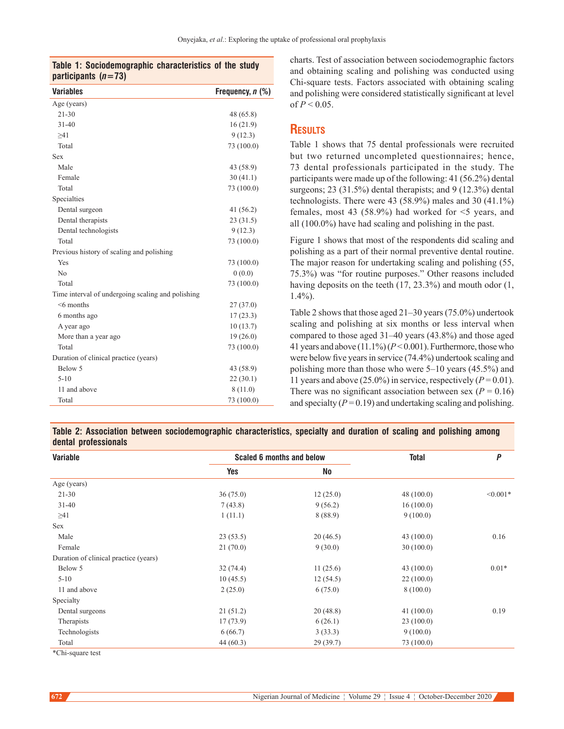**Table 1: Sociodemographic characteristics of the study participants ($n$=73)**

| Variables | Frequency, $n$ (%) |
|---|---|
| Age (years) | |
| 21-30 | 48 (65.8) |
| 31-40 | 16 (21.9) |
| ≥41 | 9 (12.3) |
| Total | 73 (100.0) |
| Sex | |
| Male | 43 (58.9) |
| Female | 30 (41.1) |
| Total | 73 (100.0) |
| Specialties | |
| Dental surgeon | 41 (56.2) |
| Dental therapists | 23 (31.5) |
| Dental technologists | 9 (12.3) |
| Total | 73 (100.0) |
| Previous history of scaling and polishing | |
| Yes | 73 (100.0) |
| No | 0 (0.0) |
| Total | 73 (100.0) |
| Time interval of undergoing scaling and polishing | |
| <6 months | 27 (37.0) |
| 6 months ago | 17 (23.3) |
| A year ago | 10 (13.7) |
| More than a year ago | 19 (26.0) |
| Total | 73 (100.0) |
| Duration of clinical practice (years) | |
| Below 5 | 43 (58.9) |
| 5-10 | 22 (30.1) |
| 11 and above | 8 (11.0) |
| Total | 73 (100.0) |

charts. Test of association between sociodemographic factors and obtaining scaling and polishing was conducted using Chi-square tests. Factors associated with obtaining scaling and polishing were considered statistically significant at level of $P < 0.05$.

## Results

Table 1 shows that 75 dental professionals were recruited but two returned uncompleted questionnaires; hence, 73 dental professionals participated in the study. The participants were made up of the following: 41 (56.2%) dental surgeons; 23 (31.5%) dental therapists; and 9 (12.3%) dental technologists. There were 43 (58.9%) males and 30 (41.1%) females, most 43 (58.9%) had worked for <5 years, and all (100.0%) have had scaling and polishing in the past.

Figure 1 shows that most of the respondents did scaling and polishing as a part of their normal preventive dental routine. The major reason for undertaking scaling and polishing (55, 75.3%) was "for routine purposes." Other reasons included having deposits on the teeth (17, 23.3%) and mouth odor (1, 1.4%).

Table 2 shows that those aged 21–30 years (75.0%) undertook scaling and polishing at six months or less interval when compared to those aged 31–40 years (43.8%) and those aged 41 years and above (11.1%) ($P < 0.001$). Furthermore, those who were below five years in service (74.4%) undertook scaling and polishing more than those who were 5–10 years (45.5%) and 11 years and above (25.0%) in service, respectively ($P = 0.01$). There was no significant association between sex ($P = 0.16$) and specialty ($P = 0.19$) and undertaking scaling and polishing.

**Table 2: Association between sociodemographic characteristics, specialty and duration of scaling and polishing among dental professionals**

| Variable | Scaled 6 months and below | | Total | $P$ |
|---|---|---|---|---|
| | Yes | No | | |
| Age (years) | | | | |
| 21-30 | 36 (75.0) | 12 (25.0) | 48 (100.0) | <0.001* |
| 31-40 | 7 (43.8) | 9 (56.2) | 16 (100.0) | |
| ≥41 | 1 (11.1) | 8 (88.9) | 9 (100.0) | |
| Sex | | | | |
| Male | 23 (53.5) | 20 (46.5) | 43 (100.0) | 0.16 |
| Female | 21 (70.0) | 9 (30.0) | 30 (100.0) | |
| Duration of clinical practice (years) | | | | |
| Below 5 | 32 (74.4) | 11 (25.6) | 43 (100.0) | 0.01* |
| 5-10 | 10 (45.5) | 12 (54.5) | 22 (100.0) | |
| 11 and above | 2 (25.0) | 6 (75.0) | 8 (100.0) | |
| Specialty | | | | |
| Dental surgeons | 21 (51.2) | 20 (48.8) | 41 (100.0) | 0.19 |
| Therapists | 17 (73.9) | 6 (26.1) | 23 (100.0) | |
| Technologists | 6 (66.7) | 3 (33.3) | 9 (100.0) | |
| Total | 44 (60.3) | 29 (39.7) | 73 (100.0) | |

*Chi-square test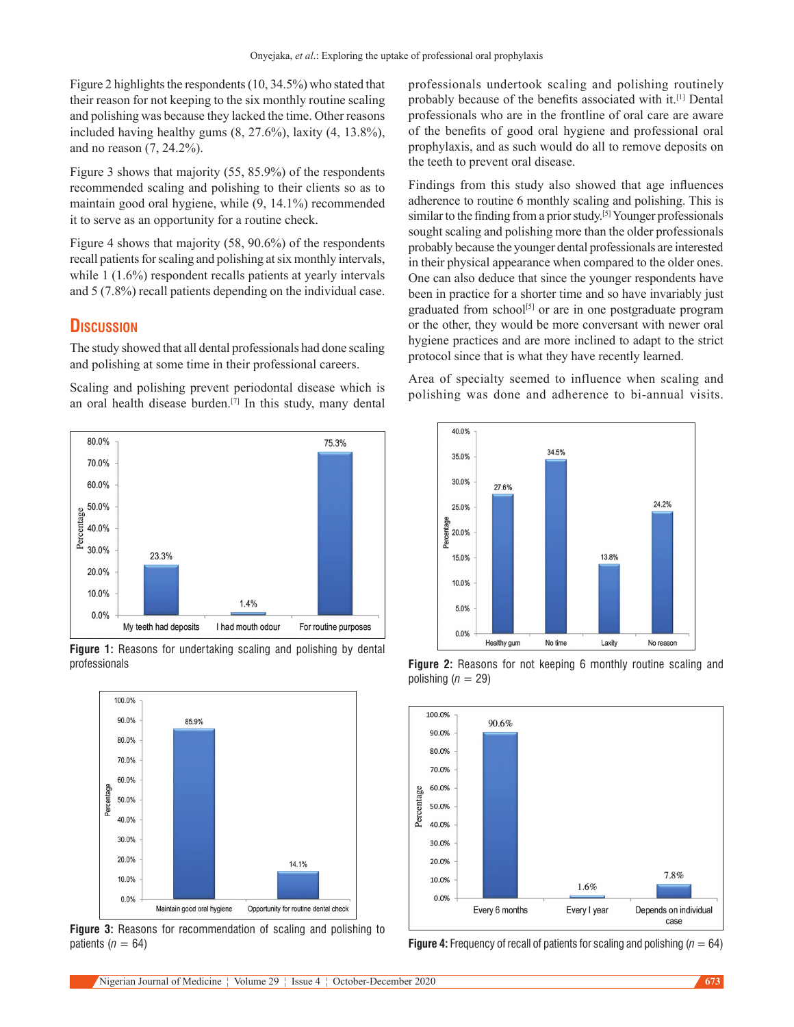Figure 2 highlights the respondents (10, 34.5%) who stated that their reason for not keeping to the six monthly routine scaling and polishing was because they lacked the time. Other reasons included having healthy gums (8, 27.6%), laxity (4, 13.8%), and no reason (7, 24.2%).

Figure 3 shows that majority (55, 85.9%) of the respondents recommended scaling and polishing to their clients so as to maintain good oral hygiene, while (9, 14.1%) recommended it to serve as an opportunity for a routine check.

Figure 4 shows that majority (58, 90.6%) of the respondents recall patients for scaling and polishing at six monthly intervals, while 1 (1.6%) respondent recalls patients at yearly intervals and 5 (7.8%) recall patients depending on the individual case.

## Discussion

The study showed that all dental professionals had done scaling and polishing at some time in their professional careers.

Scaling and polishing prevent periodontal disease which is an oral health disease burden.[7] In this study, many dental professionals undertook scaling and polishing routinely probably because of the benefits associated with it.[1] Dental professionals who are in the frontline of oral care are aware of the benefits of good oral hygiene and professional oral prophylaxis, and as such would do all to remove deposits on the teeth to prevent oral disease.

Findings from this study also showed that age influences adherence to routine 6 monthly scaling and polishing. This is similar to the finding from a prior study.[5] Younger professionals sought scaling and polishing more than the older professionals probably because the younger dental professionals are interested in their physical appearance when compared to the older ones. One can also deduce that since the younger respondents have been in practice for a shorter time and so have invariably just graduated from school[5] or are in one postgraduate program or the other, they would be more conversant with newer oral hygiene practices and are more inclined to adapt to the strict protocol since that is what they have recently learned.

Area of specialty seemed to influence when scaling and polishing was done and adherence to bi-annual visits.

**Figure 1:** Reasons for undertaking scaling and polishing by dental professionals

**Figure 2:** Reasons for not keeping 6 monthly routine scaling and polishing ($n$ = 29)

**Figure 3:** Reasons for recommendation of scaling and polishing to patients ($n$ = 64)

**Figure 4:** Frequency of recall of patients for scaling and polishing ($n$ = 64)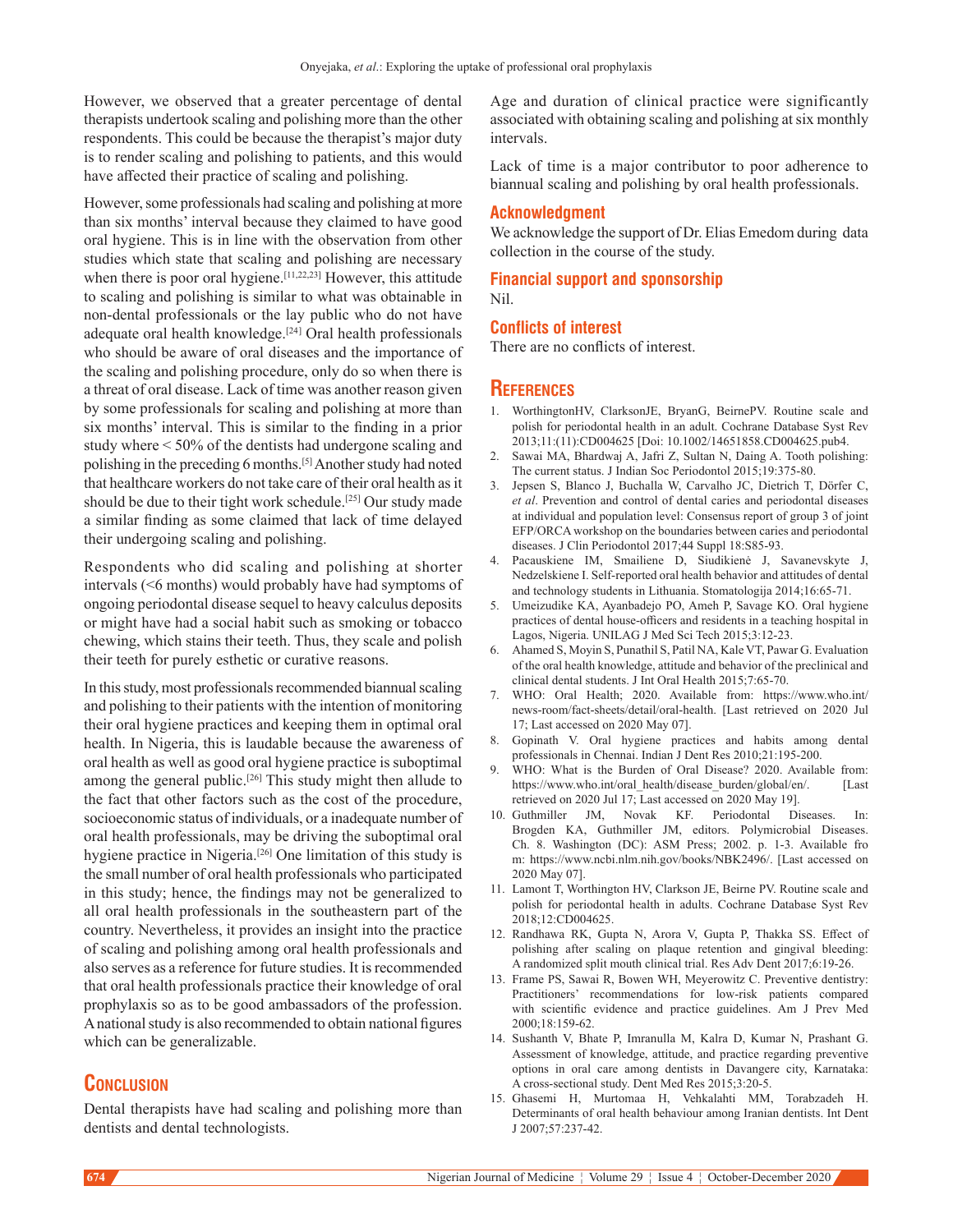However, we observed that a greater percentage of dental therapists undertook scaling and polishing more than the other respondents. This could be because the therapist's major duty is to render scaling and polishing to patients, and this would have affected their practice of scaling and polishing.

However, some professionals had scaling and polishing at more than six months' interval because they claimed to have good oral hygiene. This is in line with the observation from other studies which state that scaling and polishing are necessary when there is poor oral hygiene.[11,22,23] However, this attitude to scaling and polishing is similar to what was obtainable in non-dental professionals or the lay public who do not have adequate oral health knowledge.[24] Oral health professionals who should be aware of oral diseases and the importance of the scaling and polishing procedure, only do so when there is a threat of oral disease. Lack of time was another reason given by some professionals for scaling and polishing at more than six months' interval. This is similar to the finding in a prior study where < 50% of the dentists had undergone scaling and polishing in the preceding 6 months.[5] Another study had noted that healthcare workers do not take care of their oral health as it should be due to their tight work schedule.[25] Our study made a similar finding as some claimed that lack of time delayed their undergoing scaling and polishing.

Respondents who did scaling and polishing at shorter intervals (<6 months) would probably have had symptoms of ongoing periodontal disease sequel to heavy calculus deposits or might have had a social habit such as smoking or tobacco chewing, which stains their teeth. Thus, they scale and polish their teeth for purely esthetic or curative reasons.

In this study, most professionals recommended biannual scaling and polishing to their patients with the intention of monitoring their oral hygiene practices and keeping them in optimal oral health. In Nigeria, this is laudable because the awareness of oral health as well as good oral hygiene practice is suboptimal among the general public.[26] This study might then allude to the fact that other factors such as the cost of the procedure, socioeconomic status of individuals, or a inadequate number of oral health professionals, may be driving the suboptimal oral hygiene practice in Nigeria.[26] One limitation of this study is the small number of oral health professionals who participated in this study; hence, the findings may not be generalized to all oral health professionals in the southeastern part of the country. Nevertheless, it provides an insight into the practice of scaling and polishing among oral health professionals and also serves as a reference for future studies. It is recommended that oral health professionals practice their knowledge of oral prophylaxis so as to be good ambassadors of the profession. A national study is also recommended to obtain national figures which can be generalizable.

## Conclusion

Dental therapists have had scaling and polishing more than dentists and dental technologists.

Age and duration of clinical practice were significantly associated with obtaining scaling and polishing at six monthly intervals.

Lack of time is a major contributor to poor adherence to biannual scaling and polishing by oral health professionals.

### Acknowledgment

We acknowledge the support of Dr. Elias Emedom during data collection in the course of the study.

### Financial support and sponsorship

Nil.

### Conflicts of interest

There are no conflicts of interest.

## References

1. WorthingtonHV, ClarksonJE, BryanG, BeirnePV. Routine scale and polish for periodontal health in an adult. Cochrane Database Syst Rev 2013;11:(11):CD004625 [Doi: 10.1002/14651858.CD004625.pub4.
2. Sawai MA, Bhardwaj A, Jafri Z, Sultan N, Daing A. Tooth polishing: The current status. J Indian Soc Periodontol 2015;19:375-80.
3. Jepsen S, Blanco J, Buchalla W, Carvalho JC, Dietrich T, Dörfer C, *et al*. Prevention and control of dental caries and periodontal diseases at individual and population level: Consensus report of group 3 of joint EFP/ORCA workshop on the boundaries between caries and periodontal diseases. J Clin Periodontol 2017;44 Suppl 18:S85-93.
4. Pacauskiene IM, Smailiene D, Siudikienė J, Savanevskyte J, Nedzelskiene I. Self-reported oral health behavior and attitudes of dental and technology students in Lithuania. Stomatologija 2014;16:65-71.
5. Umeizudike KA, Ayanbadejo PO, Ameh P, Savage KO. Oral hygiene practices of dental house-officers and residents in a teaching hospital in Lagos, Nigeria. UNILAG J Med Sci Tech 2015;3:12-23.
6. Ahamed S, Moyin S, Punathil S, Patil NA, Kale VT, Pawar G. Evaluation of the oral health knowledge, attitude and behavior of the preclinical and clinical dental students. J Int Oral Health 2015;7:65-70.
7. WHO: Oral Health; 2020. Available from: https://www.who.int/news-room/fact-sheets/detail/oral-health. [Last retrieved on 2020 Jul 17; Last accessed on 2020 May 07].
8. Gopinath V. Oral hygiene practices and habits among dental professionals in Chennai. Indian J Dent Res 2010;21:195-200.
9. WHO: What is the Burden of Oral Disease? 2020. Available from: https://www.who.int/oral_health/disease_burden/global/en/. [Last retrieved on 2020 Jul 17; Last accessed on 2020 May 19].
10. Guthmiller JM, Novak KF. Periodontal Diseases. In: Brogden KA, Guthmiller JM, editors. Polymicrobial Diseases. Ch. 8. Washington (DC): ASM Press; 2002. p. 1-3. Available from: https://www.ncbi.nlm.nih.gov/books/NBK2496/. [Last accessed on 2020 May 07].
11. Lamont T, Worthington HV, Clarkson JE, Beirne PV. Routine scale and polish for periodontal health in adults. Cochrane Database Syst Rev 2018;12:CD004625.
12. Randhawa RK, Gupta N, Arora V, Gupta P, Thakka SS. Effect of polishing after scaling on plaque retention and gingival bleeding: A randomized split mouth clinical trial. Res Adv Dent 2017;6:19-26.
13. Frame PS, Sawai R, Bowen WH, Meyerowitz C. Preventive dentistry: Practitioners' recommendations for low-risk patients compared with scientific evidence and practice guidelines. Am J Prev Med 2000;18:159-62.
14. Sushanth V, Bhate P, Imranulla M, Kalra D, Kumar N, Prashant G. Assessment of knowledge, attitude, and practice regarding preventive options in oral care among dentists in Davangere city, Karnataka: A cross-sectional study. Dent Med Res 2015;3:20-5.
15. Ghasemi H, Murtomaa H, Vehkalahti MM, Torabzadeh H. Determinants of oral health behaviour among Iranian dentists. Int Dent J 2007;57:237-42.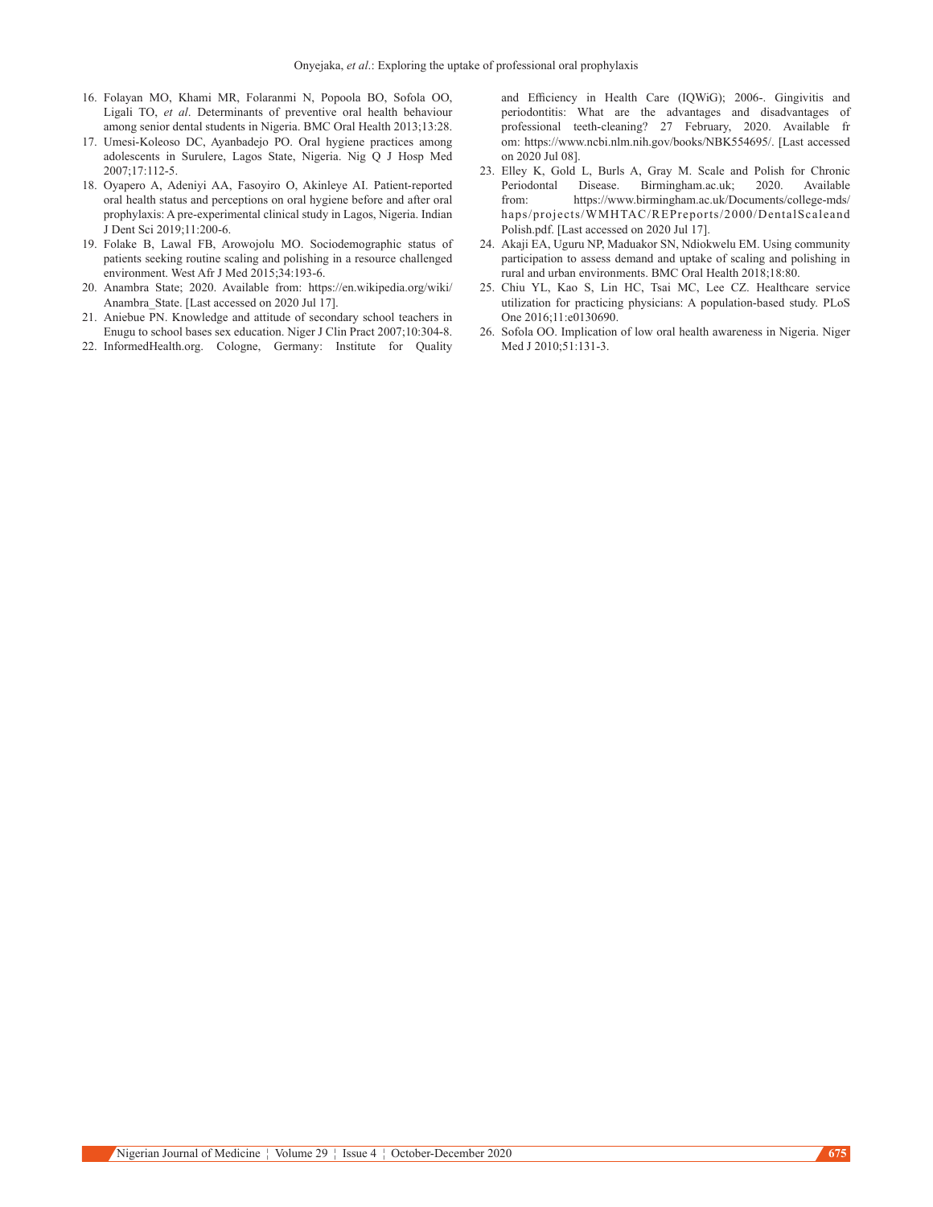16. Folayan MO, Khami MR, Folaranmi N, Popoola BO, Sofola OO, Ligali TO, *et al*. Determinants of preventive oral health behaviour among senior dental students in Nigeria. BMC Oral Health 2013;13:28.
17. Umesi-Koleoso DC, Ayanbadejo PO. Oral hygiene practices among adolescents in Surulere, Lagos State, Nigeria. Nig Q J Hosp Med 2007;17:112-5.
18. Oyapero A, Adeniyi AA, Fasoyiro O, Akinleye AI. Patient-reported oral health status and perceptions on oral hygiene before and after oral prophylaxis: A pre-experimental clinical study in Lagos, Nigeria. Indian J Dent Sci 2019;11:200-6.
19. Folake B, Lawal FB, Arowojolu MO. Sociodemographic status of patients seeking routine scaling and polishing in a resource challenged environment. West Afr J Med 2015;34:193-6.
20. Anambra State; 2020. Available from: https://en.wikipedia.org/wiki/Anambra_State. [Last accessed on 2020 Jul 17].
21. Aniebue PN. Knowledge and attitude of secondary school teachers in Enugu to school bases sex education. Niger J Clin Pract 2007;10:304-8.
22. InformedHealth.org. Cologne, Germany: Institute for Quality and Efficiency in Health Care (IQWiG); 2006-. Gingivitis and periodontitis: What are the advantages and disadvantages of professional teeth-cleaning? 27 February, 2020. Available fr om: https://www.ncbi.nlm.nih.gov/books/NBK554695/. [Last accessed on 2020 Jul 08].
23. Elley K, Gold L, Burls A, Gray M. Scale and Polish for Chronic Periodontal Disease. Birmingham.ac.uk; 2020. Available from: https://www.birmingham.ac.uk/Documents/college-mds/haps/projects/WMHTAC/REPreports/2000/DentalScaleandPolish.pdf. [Last accessed on 2020 Jul 17].
24. Akaji EA, Uguru NP, Maduakor SN, Ndiokwelu EM. Using community participation to assess demand and uptake of scaling and polishing in rural and urban environments. BMC Oral Health 2018;18:80.
25. Chiu YL, Kao S, Lin HC, Tsai MC, Lee CZ. Healthcare service utilization for practicing physicians: A population-based study. PLoS One 2016;11:e0130690.
26. Sofola OO. Implication of low oral health awareness in Nigeria. Niger Med J 2010;51:131-3.